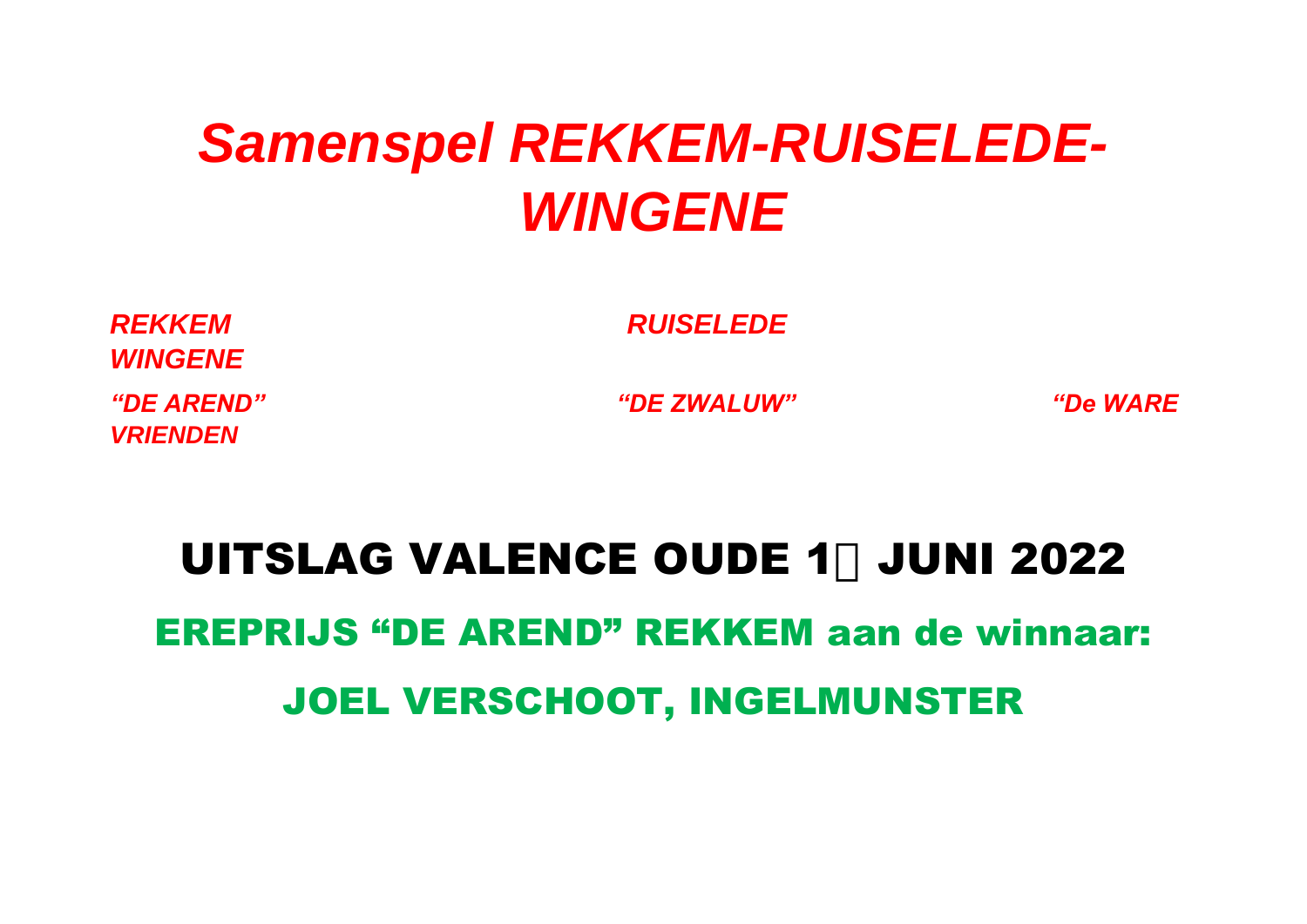# *Samenspel REKKEM-RUISELEDE-WINGENE*

***REKKEM*** ***RUISELEDE*** ***WINGENE***

***"DE AREND"*** ***"DE ZWALUW"*** ***"De WARE VRIENDEN***

## UITSLAG VALENCE OUDE 1 JUNI 2022

### EREPRIJS "DE AREND" REKKEM aan de winnaar:

### JOEL VERSCHOOT, INGELMUNSTER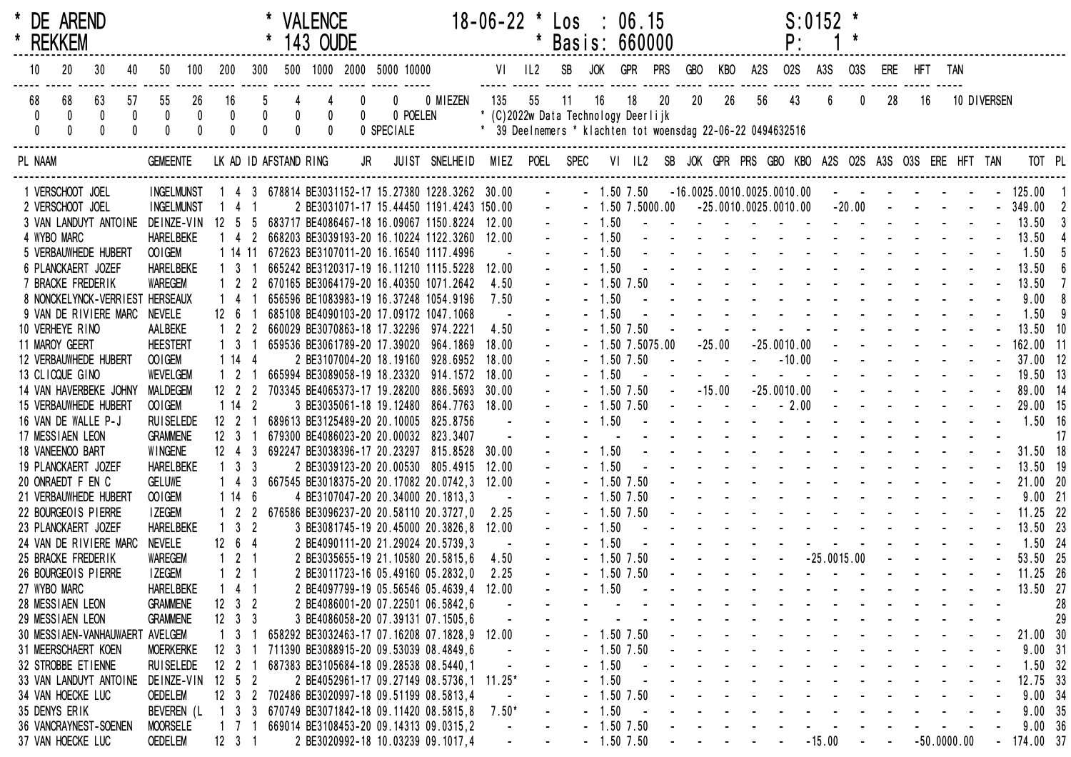```
* DE AREND        * VALENCE        18-06-22 * Los   : 06.15        S:0152 *
* REKKEM          * 143 OUDE                * Basis: 660000        P:   1 *
```

| 10 | 20 | 30 | 40 | 50 | 100 | 200 | 300 | 500 | 1000 | 2000 | 5000 | 10000 | | VI | IL2 | SB | JOK | GPR | PRS | GBO | KBO | A2S | O2S | A3S | O3S | ERE | HFT | TAN | |
|---|---|---|---|---|---|---|---|---|---|---|---|---|---|---|---|---|---|---|---|---|---|---|---|---|---|---|---|---|---|
| 68 | 68 | 63 | 57 | 55 | 26 | 16 | 5 | 4 | 4 | 0 | 0 | 0 | MIEZEN | 135 | 55 | 11 | 16 | 18 | 20 | 20 | 26 | 56 | 43 | 6 | 0 | 28 | 16 | 10 | DIVERSEN |
| 0 | 0 | 0 | 0 | 0 | 0 | 0 | 0 | 0 | 0 | 0 | 0 | | POELEN | * (C)2022w Data Technology Deerlijk | | | | | | | | | | | | | | | |
| 0 | 0 | 0 | 0 | 0 | 0 | 0 | 0 | 0 | 0 | 0 | | | SPECIALE | * 39 Deelnemers * klachten tot woensdag 22-06-22 0494632516 | | | | | | | | | | | | | | | |

| PL | NAAM | GEMEENTE | LK | AD | ID | AFSTAND | RING | JR | JUIST | SNELHEID | MIEZ | POEL | SPEC | VI | IL2 | SB | JOK | GPR | PRS | GBO | KBO | A2S | O2S | A3S | O3S | ERE | HFT | TAN | TOT | PL |
|---|---|---|---|---|---|---|---|---|---|---|---|---|---|---|---|---|---|---|---|---|---|---|---|---|---|---|---|---|---|---|
| 1 | VERSCHOOT JOEL | INGELMUNST | 1 | 4 | 3 | 678814 | BE3031152 | 17 | 15.27380 | 1228.3262 | 30.00 | - | - | 1.50 | 7.50 | - | 16.00 | 25.00 | 10.00 | 25.00 | 10.00 | - | - | - | - | - | - | - | 125.00 | 1 |
| 2 | VERSCHOOT JOEL | INGELMUNST | 1 | 4 | 1 | 2 | BE3031071 | 17 | 15.44450 | 1191.4243 | 150.00 | - | - | 1.50 | 7.50 | 100.00 | - | 25.00 | 10.00 | 25.00 | 10.00 | - | 20.00 | - | - | - | - | - | 349.00 | 2 |
| 3 | VAN LANDUYT ANTOINE | DEINZE-VIN | 12 | 5 | 5 | 683717 | BE4086467 | 18 | 16.09067 | 1150.8224 | 12.00 | - | - | 1.50 | - | - | - | - | - | - | - | - | - | - | - | - | - | - | 13.50 | 3 |
| 4 | WYBO MARC | HARELBEKE | 1 | 4 | 2 | 668203 | BE3039193 | 20 | 16.10224 | 1122.3260 | 12.00 | - | - | 1.50 | - | - | - | - | - | - | - | - | - | - | - | - | - | - | 13.50 | 4 |
| 5 | VERBAUWHEDE HUBERT | OOIGEM | 1 | 14 | 11 | 672623 | BE3107011 | 20 | 16.16540 | 1117.4996 | - | - | - | 1.50 | - | - | - | - | - | - | - | - | - | - | - | - | - | - | 1.50 | 5 |
| 6 | PLANCKAERT JOZEF | HARELBEKE | 1 | 3 | 1 | 665242 | BE3120317 | 19 | 16.11210 | 1115.5228 | 12.00 | - | - | 1.50 | - | - | - | - | - | - | - | - | - | - | - | - | - | - | 13.50 | 6 |
| 7 | BRACKE FREDERIK | WAREGEM | 1 | 2 | 2 | 670165 | BE3064179 | 20 | 16.40350 | 1071.2642 | 4.50 | - | - | 1.50 | 7.50 | - | - | - | - | - | - | - | - | - | - | - | - | - | 13.50 | 7 |
| 8 | NONCKELYNCK-VERRIEST | HERSEAUX | 1 | 4 | 1 | 656596 | BE1083983 | 19 | 16.37248 | 1054.9196 | 7.50 | - | - | 1.50 | - | - | - | - | - | - | - | - | - | - | - | - | - | - | 9.00 | 8 |
| 9 | VAN DE RIVIERE MARC | NEVELE | 12 | 6 | 1 | 685108 | BE4090103 | 20 | 17.09172 | 1047.1068 | - | - | - | 1.50 | - | - | - | - | - | - | - | - | - | - | - | - | - | - | 1.50 | 9 |
| 10 | VERHEYE RINO | AALBEKE | 1 | 2 | 2 | 660029 | BE3070863 | 18 | 17.32296 | 974.2221 | 4.50 | - | - | 1.50 | 7.50 | - | - | - | - | - | - | - | - | - | - | - | - | - | 13.50 | 10 |
| 11 | MAROY GEERT | HEESTERT | 1 | 3 | 1 | 659536 | BE3061789 | 20 | 17.39020 | 964.1869 | 18.00 | - | - | 1.50 | 7.50 | 75.00 | - | 25.00 | - | 25.00 | 10.00 | - | - | - | - | - | - | - | 162.00 | 11 |
| 12 | VERBAUWHEDE HUBERT | OOIGEM | 1 | 14 | 4 | 2 | BE3107004 | 20 | 18.19160 | 928.6952 | 18.00 | - | - | 1.50 | 7.50 | - | - | - | - | - | 10.00 | - | - | - | - | - | - | - | 37.00 | 12 |
| 13 | CLICQUE GINO | WEVELGEM | 1 | 2 | 1 | 665994 | BE3089058 | 19 | 18.23320 | 914.1572 | 18.00 | - | - | 1.50 | - | - | - | - | - | - | - | - | - | - | - | - | - | - | 19.50 | 13 |
| 14 | VAN HAVERBEKE JOHNY | MALDEGEM | 12 | 2 | 2 | 703345 | BE4065373 | 17 | 19.28200 | 886.5693 | 30.00 | - | - | 1.50 | 7.50 | - | - | 15.00 | - | 25.00 | 10.00 | - | - | - | - | - | - | - | 89.00 | 14 |
| 15 | VERBAUWHEDE HUBERT | OOIGEM | 1 | 14 | 2 | 3 | BE3035061 | 18 | 19.12480 | 864.7763 | 18.00 | - | - | 1.50 | 7.50 | - | - | - | - | - | 2.00 | - | - | - | - | - | - | - | 29.00 | 15 |
| 16 | VAN DE WALLE P-J | RUISELEDE | 12 | 2 | 1 | 689613 | BE3125489 | 20 | 20.10005 | 825.8756 | - | - | - | 1.50 | - | - | - | - | - | - | - | - | - | - | - | - | - | - | 1.50 | 16 |
| 17 | MESSIAEN LEON | GRAMMENE | 12 | 3 | 1 | 679300 | BE4086023 | 20 | 20.00032 | 823.3407 | - | - | - | - | - | - | - | - | - | - | - | - | - | - | - | - | - | - | | 17 |
| 18 | VANEENOO BART | WINGENE | 12 | 4 | 3 | 692247 | BE3038396 | 17 | 20.23297 | 815.8528 | 30.00 | - | - | 1.50 | - | - | - | - | - | - | - | - | - | - | - | - | - | - | 31.50 | 18 |
| 19 | PLANCKAERT JOZEF | HARELBEKE | 1 | 3 | 3 | 2 | BE3039123 | 20 | 20.00530 | 805.4915 | 12.00 | - | - | 1.50 | - | - | - | - | - | - | - | - | - | - | - | - | - | - | 13.50 | 19 |
| 20 | ONRAEDT F EN C | GELUWE | 1 | 4 | 3 | 667545 | BE3018375 | 20 | 20.17082 | 20.0742,3 | 12.00 | - | - | 1.50 | 7.50 | - | - | - | - | - | - | - | - | - | - | - | - | - | 21.00 | 20 |
| 21 | VERBAUWHEDE HUBERT | OOIGEM | 1 | 14 | 6 | 4 | BE3107047 | 20 | 20.34000 | 20.1813,3 | - | - | - | 1.50 | 7.50 | - | - | - | - | - | - | - | - | - | - | - | - | - | 9.00 | 21 |
| 22 | BOURGEOIS PIERRE | IZEGEM | 1 | 2 | 2 | 676586 | BE3096237 | 20 | 20.58110 | 20.3727,0 | 2.25 | - | - | 1.50 | 7.50 | - | - | - | - | - | - | - | - | - | - | - | - | - | 11.25 | 22 |
| 23 | PLANCKAERT JOZEF | HARELBEKE | 1 | 3 | 2 | 3 | BE3081745 | 19 | 20.45000 | 20.3826,8 | 12.00 | - | - | 1.50 | - | - | - | - | - | - | - | - | - | - | - | - | - | - | 13.50 | 23 |
| 24 | VAN DE RIVIERE MARC | NEVELE | 12 | 6 | 4 | 2 | BE4090111 | 20 | 21.29024 | 20.5739,3 | - | - | - | 1.50 | - | - | - | - | - | - | - | - | - | - | - | - | - | - | 1.50 | 24 |
| 25 | BRACKE FREDERIK | WAREGEM | 1 | 2 | 1 | 2 | BE3035655 | 19 | 21.10580 | 20.5815,6 | 4.50 | - | - | 1.50 | 7.50 | - | - | - | - | - | - | 25.00 | 15.00 | - | - | - | - | - | 53.50 | 25 |
| 26 | BOURGEOIS PIERRE | IZEGEM | 1 | 2 | 1 | 2 | BE3011723 | 16 | 05.49160 | 05.2832,0 | 2.25 | - | - | 1.50 | 7.50 | - | - | - | - | - | - | - | - | - | - | - | - | - | 11.25 | 26 |
| 27 | WYBO MARC | HARELBEKE | 1 | 4 | 1 | 2 | BE4097799 | 19 | 05.56546 | 05.4639,4 | 12.00 | - | - | 1.50 | - | - | - | - | - | - | - | - | - | - | - | - | - | - | 13.50 | 27 |
| 28 | MESSIAEN LEON | GRAMMENE | 12 | 3 | 2 | 2 | BE4086001 | 20 | 07.22501 | 06.5842,6 | - | | | | | | | | | | | | | | | | | | | 28 |
| 29 | MESSIAEN LEON | GRAMMENE | 12 | 3 | 3 | 3 | BE4086058 | 20 | 07.39131 | 07.1505,6 | - | | | | | | | | | | | | | | | | | | | 29 |
| 30 | MESSIAEN-VANHAUWAERT | AVELGEM | 1 | 3 | 1 | 658292 | BE3032463 | 17 | 07.16208 | 07.1828,9 | 12.00 | - | - | 1.50 | 7.50 | - | - | - | - | - | - | - | - | - | - | - | - | - | 21.00 | 30 |
| 31 | MEERSCHAERT KOEN | MOERKERKE | 12 | 3 | 1 | 711390 | BE3088915 | 20 | 09.53039 | 08.4849,6 | - | - | - | 1.50 | 7.50 | - | - | - | - | - | - | - | - | - | - | - | - | - | 9.00 | 31 |
| 32 | STROBBE ETIENNE | RUISELEDE | 12 | 2 | 1 | 687383 | BE3105684 | 18 | 09.28538 | 08.5440,1 | - | - | - | 1.50 | - | - | - | - | - | - | - | - | - | - | - | - | - | - | 1.50 | 32 |
| 33 | VAN LANDUYT ANTOINE | DEINZE-VIN | 12 | 5 | 2 | 2 | BE4052961 | 17 | 09.27149 | 08.5736,1 | 11.25* | - | - | 1.50 | - | - | - | - | - | - | - | - | - | - | - | - | - | - | 12.75 | 33 |
| 34 | VAN HOECKE LUC | OEDELEM | 12 | 3 | 2 | 702486 | BE3020997 | 18 | 09.51199 | 08.5813,4 | - | - | - | 1.50 | 7.50 | - | - | - | - | - | - | - | - | - | - | - | - | - | 9.00 | 34 |
| 35 | DENYS ERIK | BEVEREN (L | 1 | 3 | 3 | 670749 | BE3071842 | 18 | 09.11420 | 08.5815,8 | 7.50* | - | - | 1.50 | - | - | - | - | - | - | - | - | - | - | - | - | - | - | 9.00 | 35 |
| 36 | VANCRAYNEST-SOENEN | MOORSELE | 1 | 7 | 1 | 669014 | BE3108453 | 20 | 09.14313 | 09.0315,2 | - | - | - | 1.50 | 7.50 | - | - | - | - | - | - | - | - | - | - | - | - | - | 9.00 | 36 |
| 37 | VAN HOECKE LUC | OEDELEM | 12 | 3 | 1 | 2 | BE3020992 | 18 | 10.03239 | 09.1017,4 | - | - | - | 1.50 | 7.50 | - | - | - | - | - | - | 15.00 | - | - | - | 50.00 | 100.00 | - | 174.00 | 37 |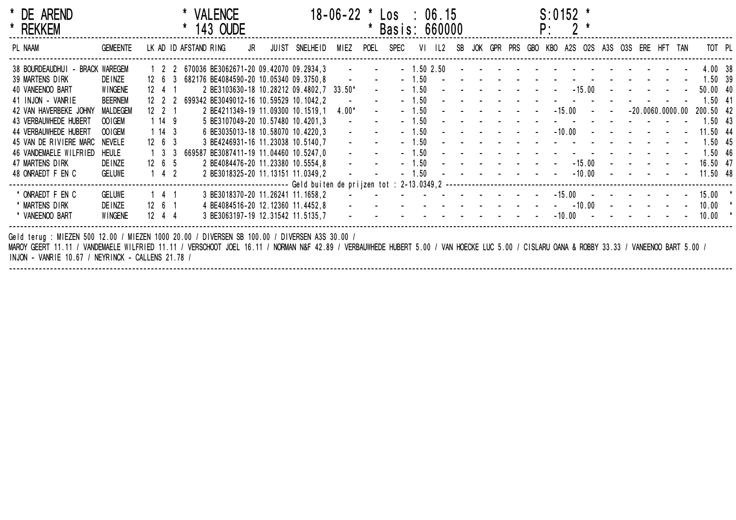\* DE AREND * VALENCE 18-06-22 * Los : 06.15 S:0152 *
\* REKKEM * 143 OUDE * Basis: 660000 P: 2 *

| PL | NAAM | GEMEENTE | LK | AD | ID | AFSTAND | RING | JR | JUIST | SNELHEID | MIEZ | POEL | SPEC | VI | IL2 | SB | JOK | GPR | PRS | GBO | KBO | A2S | O2S | A3S | O3S | ERE | HFT | TAN | TOT | PL |
|---|---|---|---|---|---|---|---|---|---|---|---|---|---|---|---|---|---|---|---|---|---|---|---|---|---|---|---|---|---|---|
| 38 | BOURDEAUDHUI - BRACK | WAREGEM | 1 | 2 | 2 | 670036 | BE3062671 | 20 | 09.42070 | 09.2934,3 | - | - | - | 1.50 | 2.50 | - | - | - | - | - | - | - | - | - | - | - | - | - | 4.00 | 38 |
| 39 | MARTENS DIRK | DEINZE | 12 | 6 | 3 | 682176 | BE4084590 | 20 | 10.05340 | 09.3750,8 | - | - | - | 1.50 | - | - | - | - | - | - | - | - | - | - | - | - | - | - | 1.50 | 39 |
| 40 | VANEENOO BART | WINGENE | 12 | 4 | 1 | 2 | BE3103630 | 18 | 10.28212 | 09.4802,7 | 33.50* | - | - | 1.50 | - | - | - | - | - | - | - | - | -15.00 | - | - | - | - | - | 50.00 | 40 |
| 41 | INJON - VANRIE | BEERNEM | 12 | 2 | 2 | 699342 | BE3049012 | 16 | 10.59529 | 10.1042,2 | - | - | - | 1.50 | - | - | - | - | - | - | - | - | - | - | - | - | - | - | 1.50 | 41 |
| 42 | VAN HAVERBEKE JOHNY | MALDEGEM | 12 | 2 | 1 | 2 | BE4211349 | 19 | 11.09300 | 10.1519,1 | 4.00* | - | - | 1.50 | - | - | - | - | - | - | - | -15.00 | - | - | - | -20.00 | 60.00 | 00.00 | 200.50 | 42 |
| 43 | VERBAUWHEDE HUBERT | OOIGEM | 1 | 14 | 9 | 5 | BE3107049 | 20 | 10.57480 | 10.4201,3 | - | - | - | 1.50 | - | - | - | - | - | - | - | - | - | - | - | - | - | - | 1.50 | 43 |
| 44 | VERBAUWHEDE HUBERT | OOIGEM | 1 | 14 | 3 | 6 | BE3035013 | 18 | 10.58070 | 10.4220,3 | - | - | - | 1.50 | - | - | - | - | - | - | - | -10.00 | - | - | - | - | - | - | 11.50 | 44 |
| 45 | VAN DE RIVIERE MARC | NEVELE | 12 | 6 | 3 | 3 | BE4246931 | 16 | 11.23038 | 10.5140,7 | - | - | - | 1.50 | - | - | - | - | - | - | - | - | - | - | - | - | - | - | 1.50 | 45 |
| 46 | VANDEMAELE WILFRIED | HEULE | 1 | 3 | 3 | 669587 | BE3087411 | 19 | 11.04460 | 10.5247,0 | - | - | - | 1.50 | - | - | - | - | - | - | - | - | - | - | - | - | - | - | 1.50 | 46 |
| 47 | MARTENS DIRK | DEINZE | 12 | 6 | 5 | 2 | BE4084476 | 20 | 11.23380 | 10.5554,8 | - | - | - | 1.50 | - | - | - | - | - | - | - | - | -15.00 | - | - | - | - | - | 16.50 | 47 |
| 48 | ONRAEDT F EN C | GELUWE | 1 | 4 | 2 | 2 | BE3018325 | 20 | 11.13151 | 11.0349,2 | - | - | - | 1.50 | - | - | - | - | - | - | - | - | -10.00 | - | - | - | - | - | 11.50 | 48 |
| | Geld buiten de prijzen tot : 2-13.0349,2 | | | | | | | | | | | | | | | | | | | | | | | | | | | | | |
| * | ONRAEDT F EN C | GELUWE | 1 | 4 | 1 | 3 | BE3018370 | 20 | 11.26241 | 11.1658,2 | - | - | - | - | - | - | - | - | - | - | - | -15.00 | - | - | - | - | - | - | 15.00 | * |
| * | MARTENS DIRK | DEINZE | 12 | 6 | 1 | 4 | BE4084516 | 20 | 12.12360 | 11.4452,8 | - | - | - | - | - | - | - | - | - | - | - | - | -10.00 | - | - | - | - | - | 10.00 | * |
| * | VANEENOO BART | WINGENE | 12 | 4 | 4 | 3 | BE3063197 | 19 | 12.31542 | 11.5135,7 | - | - | - | - | - | - | - | - | - | - | - | -10.00 | - | - | - | - | - | - | 10.00 | * |

Geld terug : MIEZEN 500 12.00 / MIEZEN 1000 20.00 / DIVERSEN SB 100.00 / DIVERSEN A3S 30.00 /
MAROY GEERT 11.11 / VANDEMAELE WILFRIED 11.11 / VERSCHOOT JOEL 16.11 / NORMAN N&F 42.89 / VERBAUWHEDE HUBERT 5.00 / VAN HOECKE LUC 5.00 / CISLARU OANA & ROBBY 33.33 / VANEENOO BART 5.00 /
INJON - VANRIE 10.67 / NEYRINCK - CALLENS 21.78 /